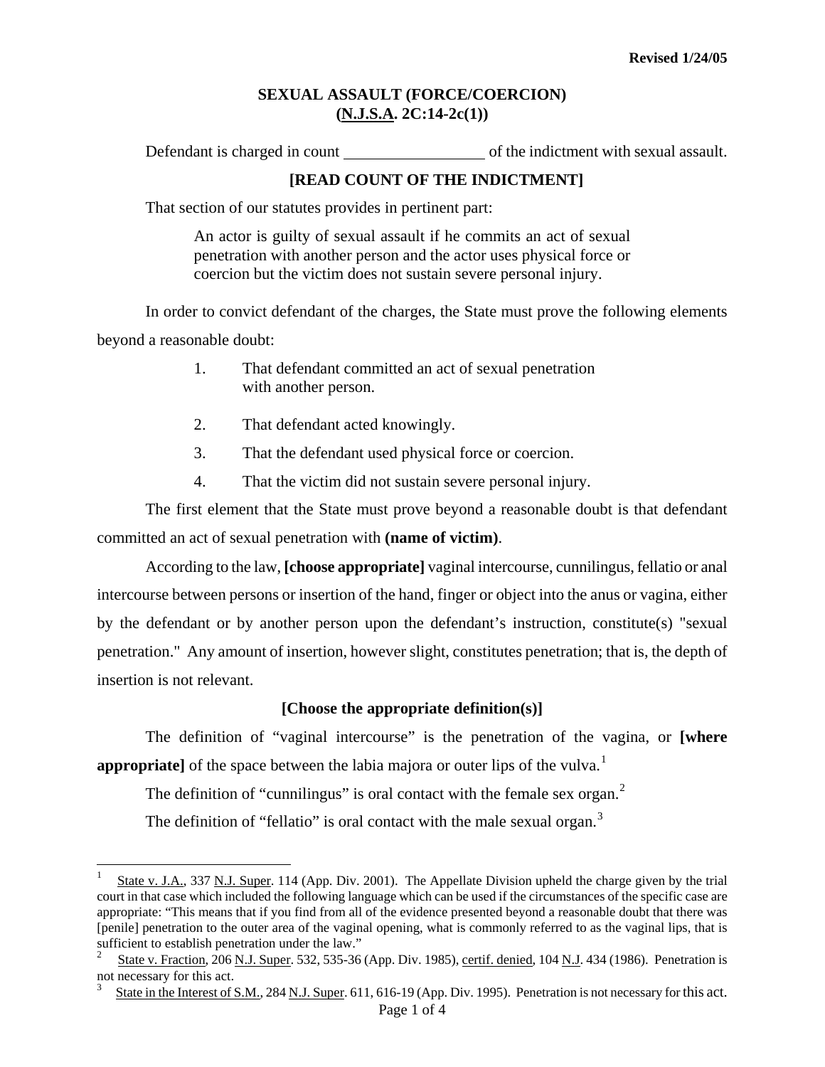Revised 1/24/05

# SEXUAL ASSAULT (FORCE/COERCION)
# (N.J.S.A. 2C:14-2c(1))

Defendant is charged in count ________________ of the indictment with sexual assault.

**[READ COUNT OF THE INDICTMENT]**

That section of our statutes provides in pertinent part:

> An actor is guilty of sexual assault if he commits an act of sexual penetration with another person and the actor uses physical force or coercion but the victim does not sustain severe personal injury.

In order to convict defendant of the charges, the State must prove the following elements beyond a reasonable doubt:

1. That defendant committed an act of sexual penetration with another person.
2. That defendant acted knowingly.
3. That the defendant used physical force or coercion.
4. That the victim did not sustain severe personal injury.

The first element that the State must prove beyond a reasonable doubt is that defendant committed an act of sexual penetration with **(name of victim)**.

According to the law, **[choose appropriate]** vaginal intercourse, cunnilingus, fellatio or anal intercourse between persons or insertion of the hand, finger or object into the anus or vagina, either by the defendant or by another person upon the defendant's instruction, constitute(s) "sexual penetration." Any amount of insertion, however slight, constitutes penetration; that is, the depth of insertion is not relevant.

**[Choose the appropriate definition(s)]**

The definition of "vaginal intercourse" is the penetration of the vagina, or **[where appropriate]** of the space between the labia majora or outer lips of the vulva.[1]

The definition of "cunnilingus" is oral contact with the female sex organ.[2]

The definition of "fellatio" is oral contact with the male sexual organ.[3]

---

[1] State v. J.A., 337 N.J. Super. 114 (App. Div. 2001). The Appellate Division upheld the charge given by the trial court in that case which included the following language which can be used if the circumstances of the specific case are appropriate: "This means that if you find from all of the evidence presented beyond a reasonable doubt that there was [penile] penetration to the outer area of the vaginal opening, what is commonly referred to as the vaginal lips, that is sufficient to establish penetration under the law."

[2] State v. Fraction, 206 N.J. Super. 532, 535-36 (App. Div. 1985), certif. denied, 104 N.J. 434 (1986). Penetration is not necessary for this act.

[3] State in the Interest of S.M., 284 N.J. Super. 611, 616-19 (App. Div. 1995). Penetration is not necessary for this act.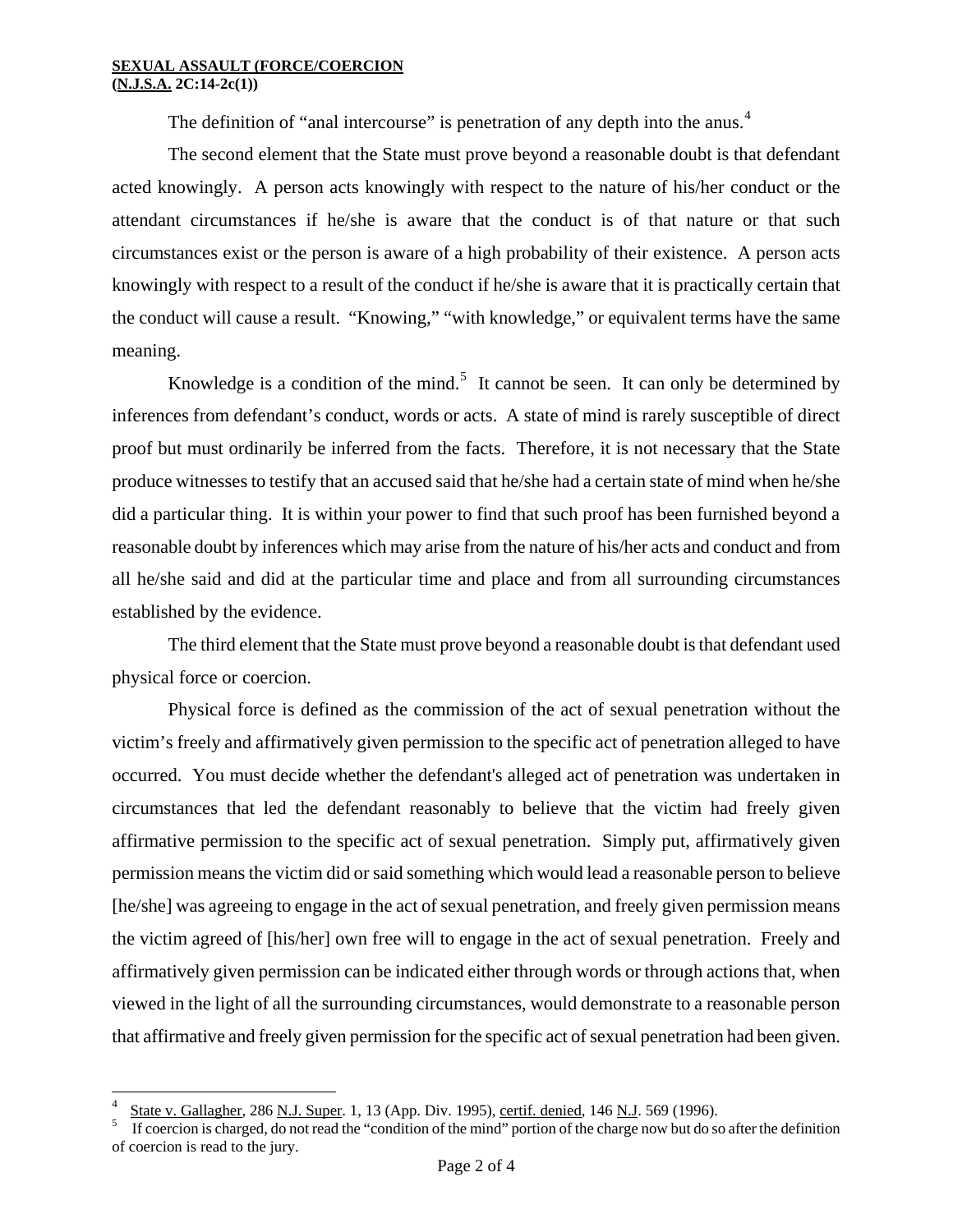The definition of "anal intercourse" is penetration of any depth into the anus.[4]

The second element that the State must prove beyond a reasonable doubt is that defendant acted knowingly. A person acts knowingly with respect to the nature of his/her conduct or the attendant circumstances if he/she is aware that the conduct is of that nature or that such circumstances exist or the person is aware of a high probability of their existence. A person acts knowingly with respect to a result of the conduct if he/she is aware that it is practically certain that the conduct will cause a result. "Knowing," "with knowledge," or equivalent terms have the same meaning.

Knowledge is a condition of the mind.[5] It cannot be seen. It can only be determined by inferences from defendant's conduct, words or acts. A state of mind is rarely susceptible of direct proof but must ordinarily be inferred from the facts. Therefore, it is not necessary that the State produce witnesses to testify that an accused said that he/she had a certain state of mind when he/she did a particular thing. It is within your power to find that such proof has been furnished beyond a reasonable doubt by inferences which may arise from the nature of his/her acts and conduct and from all he/she said and did at the particular time and place and from all surrounding circumstances established by the evidence.

The third element that the State must prove beyond a reasonable doubt is that defendant used physical force or coercion.

Physical force is defined as the commission of the act of sexual penetration without the victim's freely and affirmatively given permission to the specific act of penetration alleged to have occurred. You must decide whether the defendant's alleged act of penetration was undertaken in circumstances that led the defendant reasonably to believe that the victim had freely given affirmative permission to the specific act of sexual penetration. Simply put, affirmatively given permission means the victim did or said something which would lead a reasonable person to believe [he/she] was agreeing to engage in the act of sexual penetration, and freely given permission means the victim agreed of [his/her] own free will to engage in the act of sexual penetration. Freely and affirmatively given permission can be indicated either through words or through actions that, when viewed in the light of all the surrounding circumstances, would demonstrate to a reasonable person that affirmative and freely given permission for the specific act of sexual penetration had been given.

---

[4] State v. Gallagher, 286 N.J. Super. 1, 13 (App. Div. 1995), certif. denied, 146 N.J. 569 (1996).

[5] If coercion is charged, do not read the "condition of the mind" portion of the charge now but do so after the definition of coercion is read to the jury.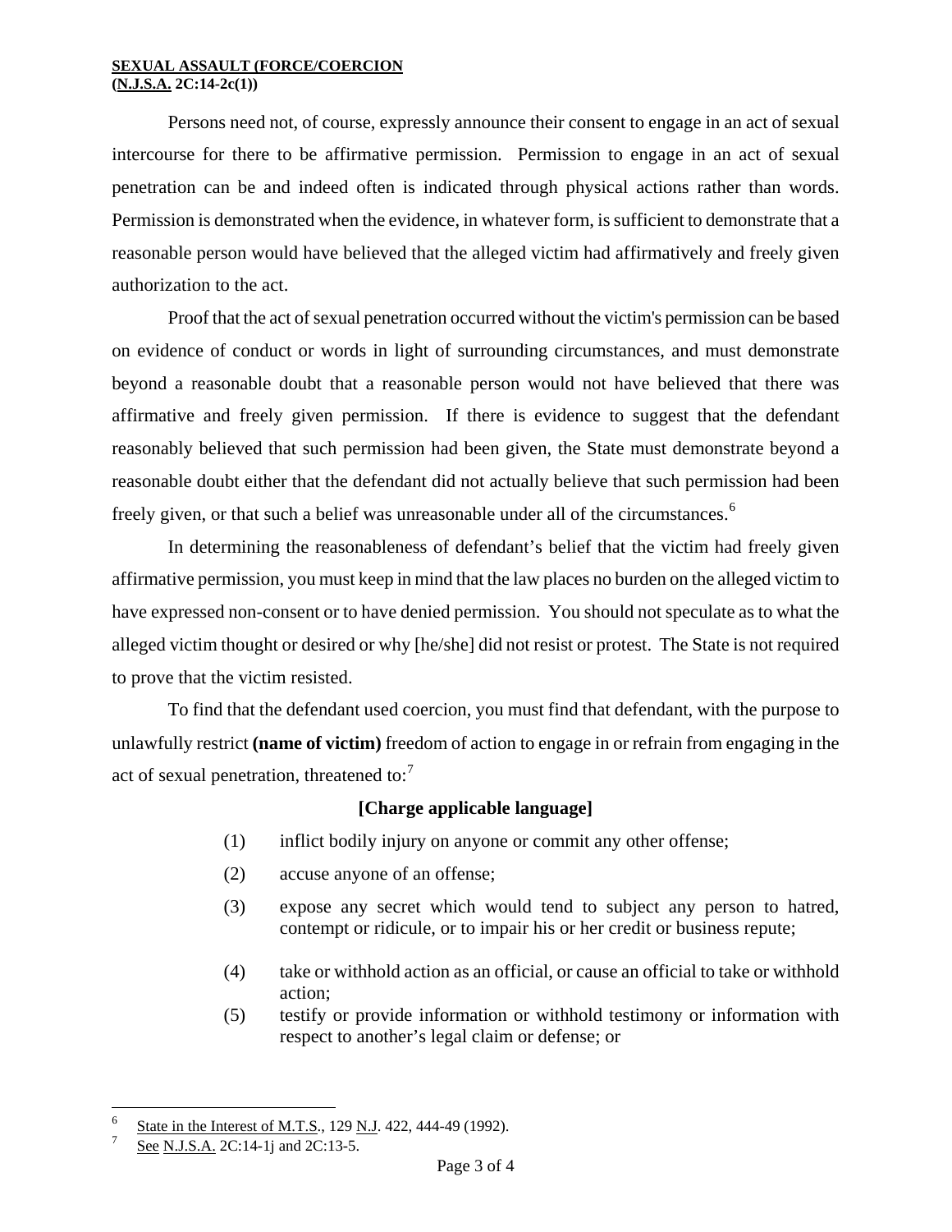**SEXUAL ASSAULT (FORCE/COERCION (N.J.S.A. 2C:14-2c(1))**

Persons need not, of course, expressly announce their consent to engage in an act of sexual intercourse for there to be affirmative permission. Permission to engage in an act of sexual penetration can be and indeed often is indicated through physical actions rather than words. Permission is demonstrated when the evidence, in whatever form, is sufficient to demonstrate that a reasonable person would have believed that the alleged victim had affirmatively and freely given authorization to the act.

Proof that the act of sexual penetration occurred without the victim's permission can be based on evidence of conduct or words in light of surrounding circumstances, and must demonstrate beyond a reasonable doubt that a reasonable person would not have believed that there was affirmative and freely given permission. If there is evidence to suggest that the defendant reasonably believed that such permission had been given, the State must demonstrate beyond a reasonable doubt either that the defendant did not actually believe that such permission had been freely given, or that such a belief was unreasonable under all of the circumstances.[6]

In determining the reasonableness of defendant's belief that the victim had freely given affirmative permission, you must keep in mind that the law places no burden on the alleged victim to have expressed non-consent or to have denied permission. You should not speculate as to what the alleged victim thought or desired or why [he/she] did not resist or protest. The State is not required to prove that the victim resisted.

To find that the defendant used coercion, you must find that defendant, with the purpose to unlawfully restrict **(name of victim)** freedom of action to engage in or refrain from engaging in the act of sexual penetration, threatened to:[7]

**[Charge applicable language]**

(1) inflict bodily injury on anyone or commit any other offense;

(2) accuse anyone of an offense;

(3) expose any secret which would tend to subject any person to hatred, contempt or ridicule, or to impair his or her credit or business repute;

(4) take or withhold action as an official, or cause an official to take or withhold action;

(5) testify or provide information or withhold testimony or information with respect to another's legal claim or defense; or

---

[6] State in the Interest of M.T.S., 129 N.J. 422, 444-49 (1992).

[7] See N.J.S.A. 2C:14-1j and 2C:13-5.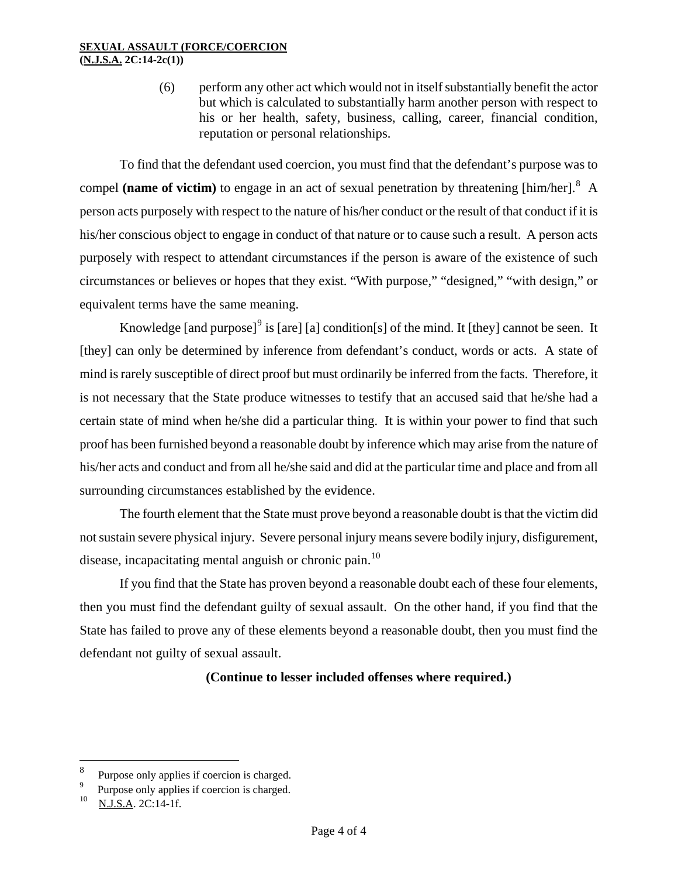(6) perform any other act which would not in itself substantially benefit the actor but which is calculated to substantially harm another person with respect to his or her health, safety, business, calling, career, financial condition, reputation or personal relationships.

To find that the defendant used coercion, you must find that the defendant's purpose was to compel **(name of victim)** to engage in an act of sexual penetration by threatening [him/her].[8] A person acts purposely with respect to the nature of his/her conduct or the result of that conduct if it is his/her conscious object to engage in conduct of that nature or to cause such a result. A person acts purposely with respect to attendant circumstances if the person is aware of the existence of such circumstances or believes or hopes that they exist. "With purpose," "designed," "with design," or equivalent terms have the same meaning.

Knowledge [and purpose][9] is [are] [a] condition[s] of the mind. It [they] cannot be seen. It [they] can only be determined by inference from defendant's conduct, words or acts. A state of mind is rarely susceptible of direct proof but must ordinarily be inferred from the facts. Therefore, it is not necessary that the State produce witnesses to testify that an accused said that he/she had a certain state of mind when he/she did a particular thing. It is within your power to find that such proof has been furnished beyond a reasonable doubt by inference which may arise from the nature of his/her acts and conduct and from all he/she said and did at the particular time and place and from all surrounding circumstances established by the evidence.

The fourth element that the State must prove beyond a reasonable doubt is that the victim did not sustain severe physical injury. Severe personal injury means severe bodily injury, disfigurement, disease, incapacitating mental anguish or chronic pain.[10]

If you find that the State has proven beyond a reasonable doubt each of these four elements, then you must find the defendant guilty of sexual assault. On the other hand, if you find that the State has failed to prove any of these elements beyond a reasonable doubt, then you must find the defendant not guilty of sexual assault.

**(Continue to lesser included offenses where required.)**

---

[8] Purpose only applies if coercion is charged.

[9] Purpose only applies if coercion is charged.

[10] N.J.S.A. 2C:14-1f.